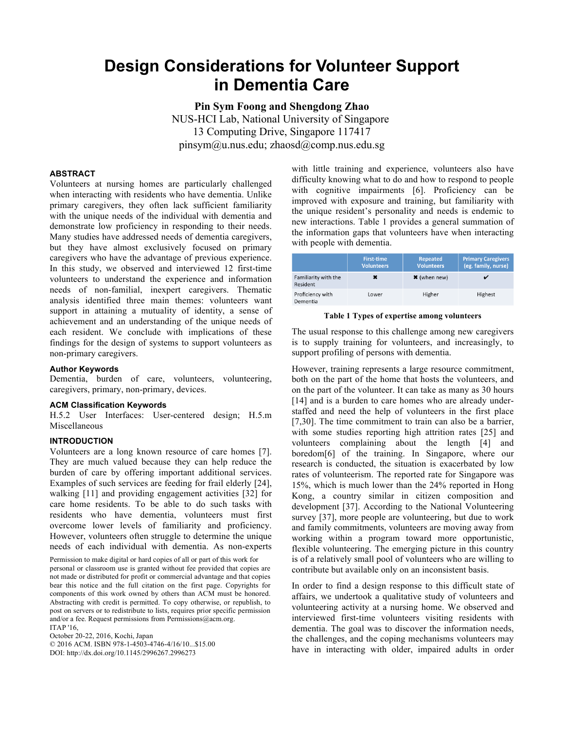# Design Considerations for Volunteer Support in Dementia Care

**Pin Sym Foong and Shengdong Zhao**
NUS-HCI Lab, National University of Singapore
13 Computing Drive, Singapore 117417
pinsym@u.nus.edu; zhaosd@comp.nus.edu.sg

## ABSTRACT

Volunteers at nursing homes are particularly challenged when interacting with residents who have dementia. Unlike primary caregivers, they often lack sufficient familiarity with the unique needs of the individual with dementia and demonstrate low proficiency in responding to their needs. Many studies have addressed needs of dementia caregivers, but they have almost exclusively focused on primary caregivers who have the advantage of previous experience. In this study, we observed and interviewed 12 first-time volunteers to understand the experience and information needs of non-familial, inexpert caregivers. Thematic analysis identified three main themes: volunteers want support in attaining a mutuality of identity, a sense of achievement and an understanding of the unique needs of each resident. We conclude with implications of these findings for the design of systems to support volunteers as non-primary caregivers.

### Author Keywords

Dementia, burden of care, volunteers, volunteering, caregivers, primary, non-primary, devices.

### ACM Classification Keywords

H.5.2 User Interfaces: User-centered design; H.5.m Miscellaneous

## INTRODUCTION

Volunteers are a long known resource of care homes [7]. They are much valued because they can help reduce the burden of care by offering important additional services. Examples of such services are feeding for frail elderly [24], walking [11] and providing engagement activities [32] for care home residents. To be able to do such tasks with residents who have dementia, volunteers must first overcome lower levels of familiarity and proficiency. However, volunteers often struggle to determine the unique needs of each individual with dementia. As non-experts with little training and experience, volunteers also have difficulty knowing what to do and how to respond to people with cognitive impairments [6]. Proficiency can be improved with exposure and training, but familiarity with the unique resident's personality and needs is endemic to new interactions. Table 1 provides a general summation of the information gaps that volunteers have when interacting with people with dementia.

| | First-time Volunteers | Repeated Volunteers | Primary Caregivers (eg. family, nurse) |
|---|---|---|---|
| Familiarity with the Resident | ✖ | ✖ (when new) | ✔ |
| Proficiency with Dementia | Lower | Higher | Highest |

**Table 1 Types of expertise among volunteers**

The usual response to this challenge among new caregivers is to supply training for volunteers, and increasingly, to support profiling of persons with dementia.

However, training represents a large resource commitment, both on the part of the home that hosts the volunteers, and on the part of the volunteer. It can take as many as 30 hours [14] and is a burden to care homes who are already under-staffed and need the help of volunteers in the first place [7,30]. The time commitment to train can also be a barrier, with some studies reporting high attrition rates [25] and volunteers complaining about the length [4] and boredom[6] of the training. In Singapore, where our research is conducted, the situation is exacerbated by low rates of volunteerism. The reported rate for Singapore was 15%, which is much lower than the 24% reported in Hong Kong, a country similar in citizen composition and development [37]. According to the National Volunteering survey [37], more people are volunteering, but due to work and family commitments, volunteers are moving away from working within a program toward more opportunistic, flexible volunteering. The emerging picture in this country is of a relatively small pool of volunteers who are willing to contribute but available only on an inconsistent basis.

In order to find a design response to this difficult state of affairs, we undertook a qualitative study of volunteers and volunteering activity at a nursing home. We observed and interviewed first-time volunteers visiting residents with dementia. The goal was to discover the information needs, the challenges, and the coping mechanisms volunteers may have in interacting with older, impaired adults in order

Permission to make digital or hard copies of all or part of this work for personal or classroom use is granted without fee provided that copies are not made or distributed for profit or commercial advantage and that copies bear this notice and the full citation on the first page. Copyrights for components of this work owned by others than ACM must be honored. Abstracting with credit is permitted. To copy otherwise, or republish, to post on servers or to redistribute to lists, requires prior specific permission and/or a fee. Request permissions from Permissions@acm.org.
ITAP '16,
October 20-22, 2016, Kochi, Japan
© 2016 ACM. ISBN 978-1-4503-4746-4/16/10...$15.00
DOI: http://dx.doi.org/10.1145/2996267.2996273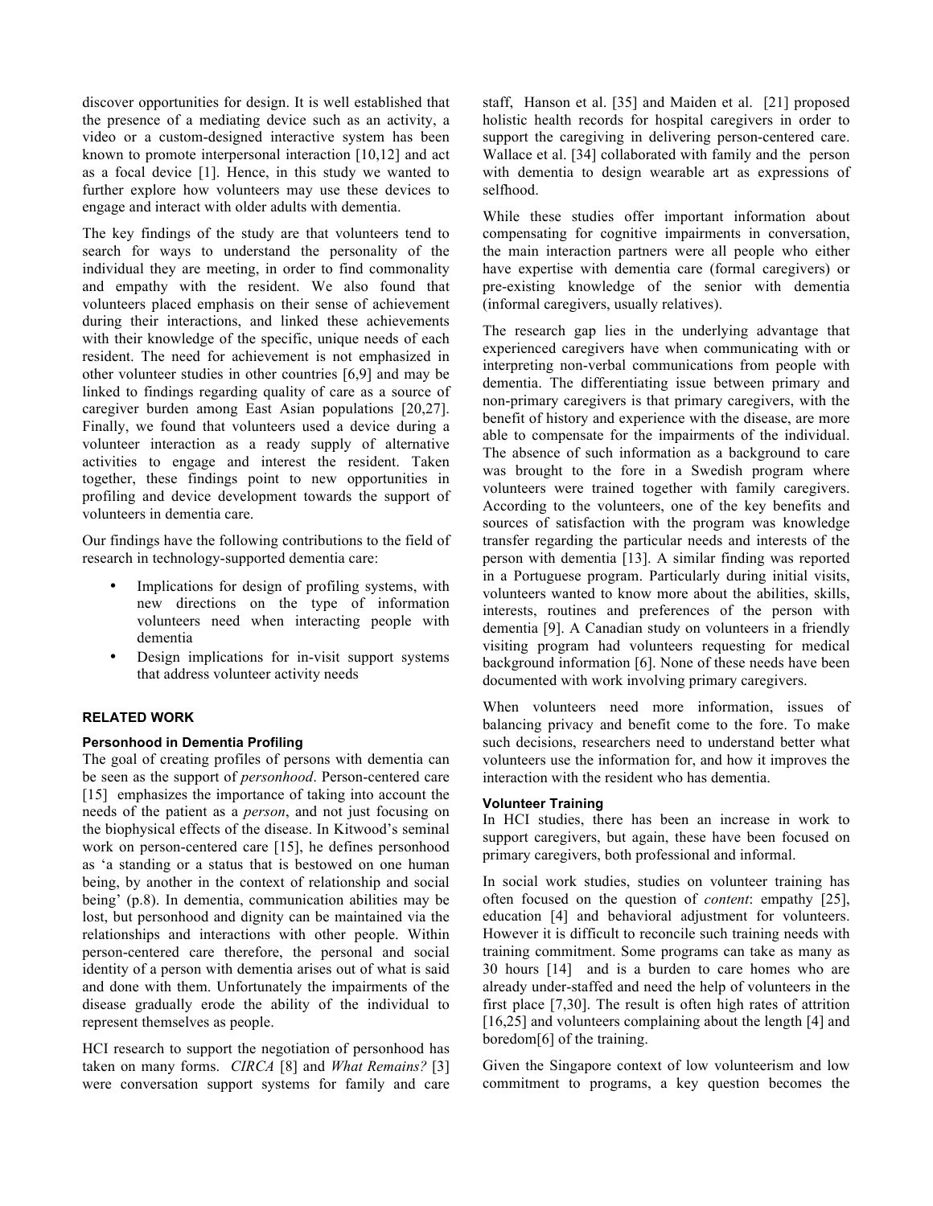discover opportunities for design. It is well established that the presence of a mediating device such as an activity, a video or a custom-designed interactive system has been known to promote interpersonal interaction [10,12] and act as a focal device [1]. Hence, in this study we wanted to further explore how volunteers may use these devices to engage and interact with older adults with dementia.

The key findings of the study are that volunteers tend to search for ways to understand the personality of the individual they are meeting, in order to find commonality and empathy with the resident. We also found that volunteers placed emphasis on their sense of achievement during their interactions, and linked these achievements with their knowledge of the specific, unique needs of each resident. The need for achievement is not emphasized in other volunteer studies in other countries [6,9] and may be linked to findings regarding quality of care as a source of caregiver burden among East Asian populations [20,27]. Finally, we found that volunteers used a device during a volunteer interaction as a ready supply of alternative activities to engage and interest the resident. Taken together, these findings point to new opportunities in profiling and device development towards the support of volunteers in dementia care.

Our findings have the following contributions to the field of research in technology-supported dementia care:

- Implications for design of profiling systems, with new directions on the type of information volunteers need when interacting people with dementia
- Design implications for in-visit support systems that address volunteer activity needs

## RELATED WORK

### Personhood in Dementia Profiling

The goal of creating profiles of persons with dementia can be seen as the support of *personhood*. Person-centered care [15] emphasizes the importance of taking into account the needs of the patient as a *person*, and not just focusing on the biophysical effects of the disease. In Kitwood's seminal work on person-centered care [15], he defines personhood as 'a standing or a status that is bestowed on one human being, by another in the context of relationship and social being' (p.8). In dementia, communication abilities may be lost, but personhood and dignity can be maintained via the relationships and interactions with other people. Within person-centered care therefore, the personal and social identity of a person with dementia arises out of what is said and done with them. Unfortunately the impairments of the disease gradually erode the ability of the individual to represent themselves as people.

HCI research to support the negotiation of personhood has taken on many forms. *CIRCA* [8] and *What Remains?* [3] were conversation support systems for family and care staff, Hanson et al. [35] and Maiden et al. [21] proposed holistic health records for hospital caregivers in order to support the caregiving in delivering person-centered care. Wallace et al. [34] collaborated with family and the person with dementia to design wearable art as expressions of selfhood.

While these studies offer important information about compensating for cognitive impairments in conversation, the main interaction partners were all people who either have expertise with dementia care (formal caregivers) or pre-existing knowledge of the senior with dementia (informal caregivers, usually relatives).

The research gap lies in the underlying advantage that experienced caregivers have when communicating with or interpreting non-verbal communications from people with dementia. The differentiating issue between primary and non-primary caregivers is that primary caregivers, with the benefit of history and experience with the disease, are more able to compensate for the impairments of the individual. The absence of such information as a background to care was brought to the fore in a Swedish program where volunteers were trained together with family caregivers. According to the volunteers, one of the key benefits and sources of satisfaction with the program was knowledge transfer regarding the particular needs and interests of the person with dementia [13]. A similar finding was reported in a Portuguese program. Particularly during initial visits, volunteers wanted to know more about the abilities, skills, interests, routines and preferences of the person with dementia [9]. A Canadian study on volunteers in a friendly visiting program had volunteers requesting for medical background information [6]. None of these needs have been documented with work involving primary caregivers.

When volunteers need more information, issues of balancing privacy and benefit come to the fore. To make such decisions, researchers need to understand better what volunteers use the information for, and how it improves the interaction with the resident who has dementia.

### Volunteer Training

In HCI studies, there has been an increase in work to support caregivers, but again, these have been focused on primary caregivers, both professional and informal.

In social work studies, studies on volunteer training has often focused on the question of *content*: empathy [25], education [4] and behavioral adjustment for volunteers. However it is difficult to reconcile such training needs with training commitment. Some programs can take as many as 30 hours [14] and is a burden to care homes who are already under-staffed and need the help of volunteers in the first place [7,30]. The result is often high rates of attrition [16,25] and volunteers complaining about the length [4] and boredom[6] of the training.

Given the Singapore context of low volunteerism and low commitment to programs, a key question becomes the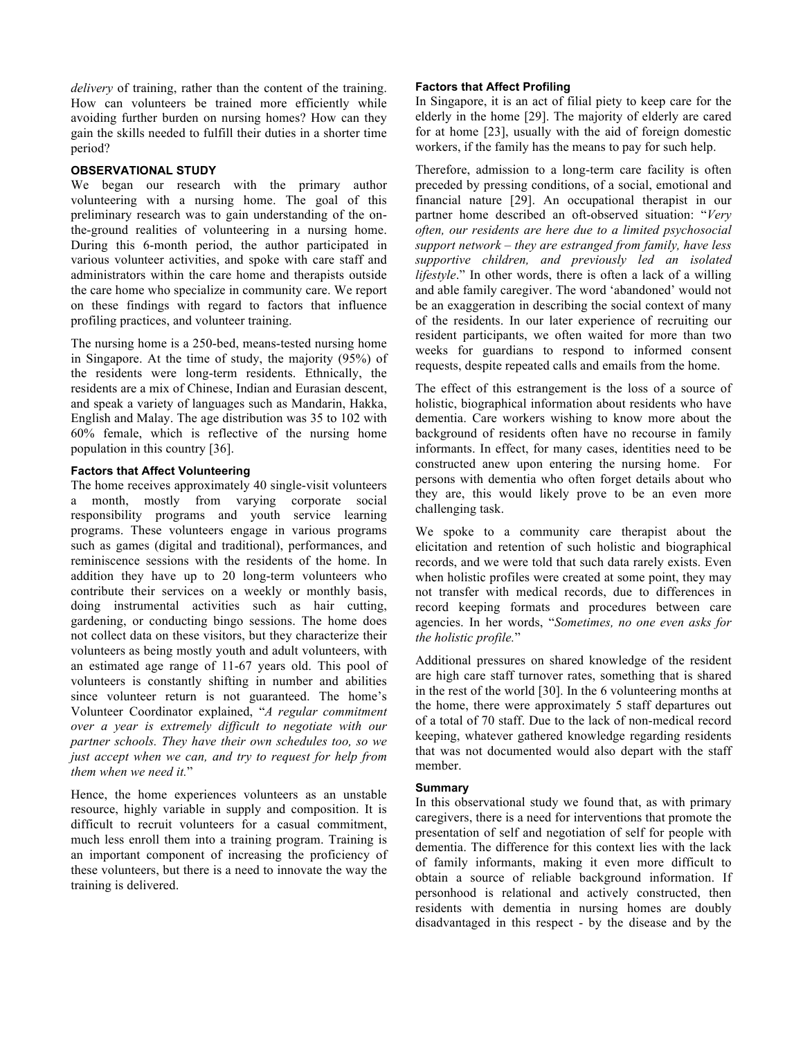*delivery* of training, rather than the content of the training. How can volunteers be trained more efficiently while avoiding further burden on nursing homes? How can they gain the skills needed to fulfill their duties in a shorter time period?

## OBSERVATIONAL STUDY

We began our research with the primary author volunteering with a nursing home. The goal of this preliminary research was to gain understanding of the on-the-ground realities of volunteering in a nursing home. During this 6-month period, the author participated in various volunteer activities, and spoke with care staff and administrators within the care home and therapists outside the care home who specialize in community care. We report on these findings with regard to factors that influence profiling practices, and volunteer training.

The nursing home is a 250-bed, means-tested nursing home in Singapore. At the time of study, the majority (95%) of the residents were long-term residents. Ethnically, the residents are a mix of Chinese, Indian and Eurasian descent, and speak a variety of languages such as Mandarin, Hakka, English and Malay. The age distribution was 35 to 102 with 60% female, which is reflective of the nursing home population in this country [36].

### Factors that Affect Volunteering

The home receives approximately 40 single-visit volunteers a month, mostly from varying corporate social responsibility programs and youth service learning programs. These volunteers engage in various programs such as games (digital and traditional), performances, and reminiscence sessions with the residents of the home. In addition they have up to 20 long-term volunteers who contribute their services on a weekly or monthly basis, doing instrumental activities such as hair cutting, gardening, or conducting bingo sessions. The home does not collect data on these visitors, but they characterize their volunteers as being mostly youth and adult volunteers, with an estimated age range of 11-67 years old. This pool of volunteers is constantly shifting in number and abilities since volunteer return is not guaranteed. The home's Volunteer Coordinator explained, "*A regular commitment over a year is extremely difficult to negotiate with our partner schools. They have their own schedules too, so we just accept when we can, and try to request for help from them when we need it.*"

Hence, the home experiences volunteers as an unstable resource, highly variable in supply and composition. It is difficult to recruit volunteers for a casual commitment, much less enroll them into a training program. Training is an important component of increasing the proficiency of these volunteers, but there is a need to innovate the way the training is delivered.

### Factors that Affect Profiling

In Singapore, it is an act of filial piety to keep care for the elderly in the home [29]. The majority of elderly are cared for at home [23], usually with the aid of foreign domestic workers, if the family has the means to pay for such help.

Therefore, admission to a long-term care facility is often preceded by pressing conditions, of a social, emotional and financial nature [29]. An occupational therapist in our partner home described an oft-observed situation: "*Very often, our residents are here due to a limited psychosocial support network – they are estranged from family, have less supportive children, and previously led an isolated lifestyle*." In other words, there is often a lack of a willing and able family caregiver. The word 'abandoned' would not be an exaggeration in describing the social context of many of the residents. In our later experience of recruiting our resident participants, we often waited for more than two weeks for guardians to respond to informed consent requests, despite repeated calls and emails from the home.

The effect of this estrangement is the loss of a source of holistic, biographical information about residents who have dementia. Care workers wishing to know more about the background of residents often have no recourse in family informants. In effect, for many cases, identities need to be constructed anew upon entering the nursing home. For persons with dementia who often forget details about who they are, this would likely prove to be an even more challenging task.

We spoke to a community care therapist about the elicitation and retention of such holistic and biographical records, and we were told that such data rarely exists. Even when holistic profiles were created at some point, they may not transfer with medical records, due to differences in record keeping formats and procedures between care agencies. In her words, "*Sometimes, no one even asks for the holistic profile.*"

Additional pressures on shared knowledge of the resident are high care staff turnover rates, something that is shared in the rest of the world [30]. In the 6 volunteering months at the home, there were approximately 5 staff departures out of a total of 70 staff. Due to the lack of non-medical record keeping, whatever gathered knowledge regarding residents that was not documented would also depart with the staff member.

### Summary

In this observational study we found that, as with primary caregivers, there is a need for interventions that promote the presentation of self and negotiation of self for people with dementia. The difference for this context lies with the lack of family informants, making it even more difficult to obtain a source of reliable background information. If personhood is relational and actively constructed, then residents with dementia in nursing homes are doubly disadvantaged in this respect - by the disease and by the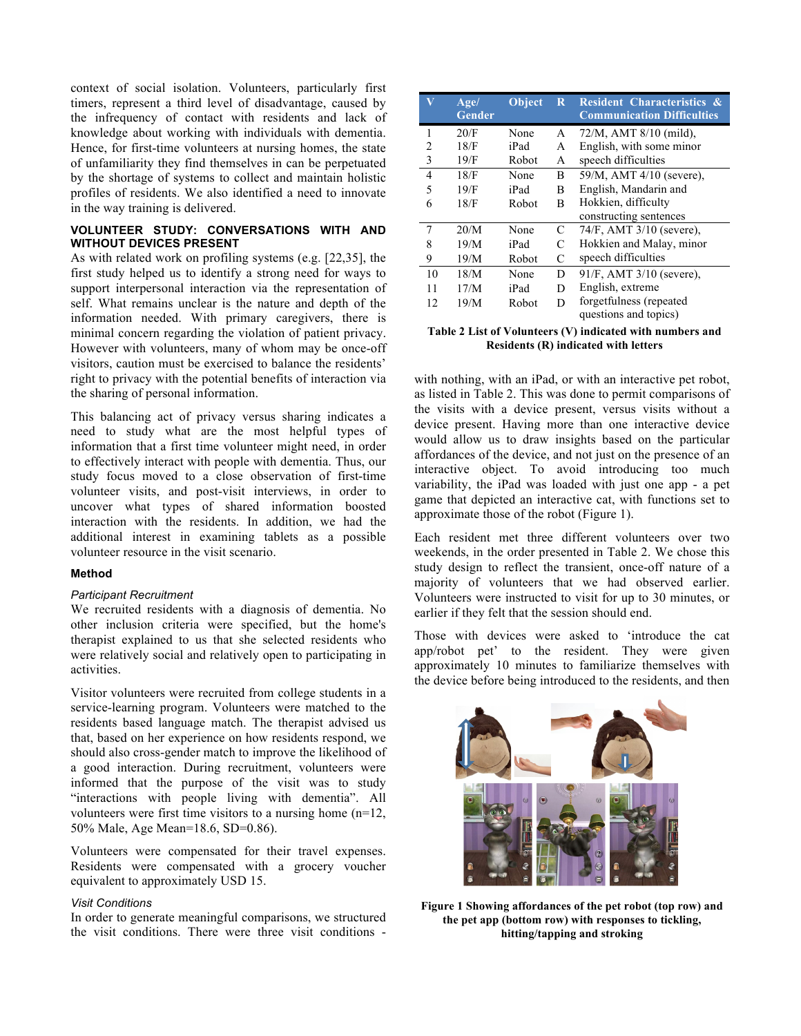context of social isolation. Volunteers, particularly first timers, represent a third level of disadvantage, caused by the infrequency of contact with residents and lack of knowledge about working with individuals with dementia. Hence, for first-time volunteers at nursing homes, the state of unfamiliarity they find themselves in can be perpetuated by the shortage of systems to collect and maintain holistic profiles of residents. We also identified a need to innovate in the way training is delivered.

## VOLUNTEER STUDY: CONVERSATIONS WITH AND WITHOUT DEVICES PRESENT

As with related work on profiling systems (e.g. [22,35], the first study helped us to identify a strong need for ways to support interpersonal interaction via the representation of self. What remains unclear is the nature and depth of the information needed. With primary caregivers, there is minimal concern regarding the violation of patient privacy. However with volunteers, many of whom may be once-off visitors, caution must be exercised to balance the residents' right to privacy with the potential benefits of interaction via the sharing of personal information.

This balancing act of privacy versus sharing indicates a need to study what are the most helpful types of information that a first time volunteer might need, in order to effectively interact with people with dementia. Thus, our study focus moved to a close observation of first-time volunteer visits, and post-visit interviews, in order to uncover what types of shared information boosted interaction with the residents. In addition, we had the additional interest in examining tablets as a possible volunteer resource in the visit scenario.

### Method

*Participant Recruitment*

We recruited residents with a diagnosis of dementia. No other inclusion criteria were specified, but the home's therapist explained to us that she selected residents who were relatively social and relatively open to participating in activities.

Visitor volunteers were recruited from college students in a service-learning program. Volunteers were matched to the residents based language match. The therapist advised us that, based on her experience on how residents respond, we should also cross-gender match to improve the likelihood of a good interaction. During recruitment, volunteers were informed that the purpose of the visit was to study "interactions with people living with dementia". All volunteers were first time visitors to a nursing home (n=12, 50% Male, Age Mean=18.6, SD=0.86).

Volunteers were compensated for their travel expenses. Residents were compensated with a grocery voucher equivalent to approximately USD 15.

*Visit Conditions*

In order to generate meaningful comparisons, we structured the visit conditions. There were three visit conditions - with nothing, with an iPad, or with an interactive pet robot, as listed in Table 2. This was done to permit comparisons of the visits with a device present, versus visits without a device present. Having more than one interactive device would allow us to draw insights based on the particular affordances of the device, and not just on the presence of an interactive object. To avoid introducing too much variability, the iPad was loaded with just one app - a pet game that depicted an interactive cat, with functions set to approximate those of the robot (Figure 1).

| V | Age/ Gender | Object | R | Resident Characteristics & Communication Difficulties |
|---|---|---|---|---|
| 1 | 20/F | None | A | 72/M, AMT 8/10 (mild), |
| 2 | 18/F | iPad | A | English, with some minor |
| 3 | 19/F | Robot | A | speech difficulties |
| 4 | 18/F | None | B | 59/M, AMT 4/10 (severe), |
| 5 | 19/F | iPad | B | English, Mandarin and |
| 6 | 18/F | Robot | B | Hokkien, difficulty constructing sentences |
| 7 | 20/M | None | C | 74/F, AMT 3/10 (severe), |
| 8 | 19/M | iPad | C | Hokkien and Malay, minor |
| 9 | 19/M | Robot | C | speech difficulties |
| 10 | 18/M | None | D | 91/F, AMT 3/10 (severe), |
| 11 | 17/M | iPad | D | English, extreme |
| 12 | 19/M | Robot | D | forgetfulness (repeated questions and topics) |

**Table 2 List of Volunteers (V) indicated with numbers and Residents (R) indicated with letters**

Each resident met three different volunteers over two weekends, in the order presented in Table 2. We chose this study design to reflect the transient, once-off nature of a majority of volunteers that we had observed earlier. Volunteers were instructed to visit for up to 30 minutes, or earlier if they felt that the session should end.

Those with devices were asked to 'introduce the cat app/robot pet' to the resident. They were given approximately 10 minutes to familiarize themselves with the device before being introduced to the residents, and then

**Figure 1 Showing affordances of the pet robot (top row) and the pet app (bottom row) with responses to tickling, hitting/tapping and stroking**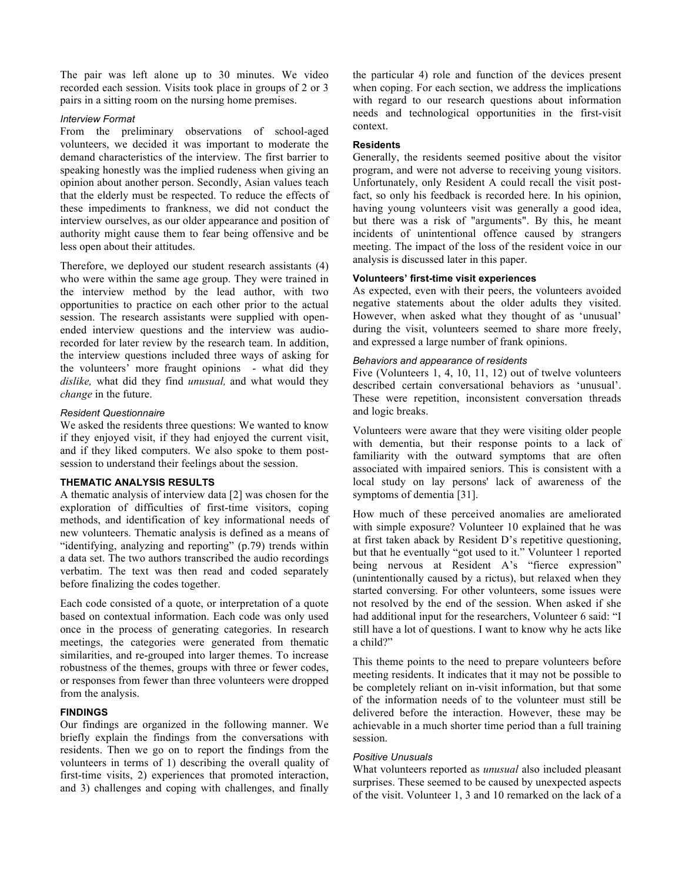The pair was left alone up to 30 minutes. We video recorded each session. Visits took place in groups of 2 or 3 pairs in a sitting room on the nursing home premises.

#### *Interview Format*

From the preliminary observations of school-aged volunteers, we decided it was important to moderate the demand characteristics of the interview. The first barrier to speaking honestly was the implied rudeness when giving an opinion about another person. Secondly, Asian values teach that the elderly must be respected. To reduce the effects of these impediments to frankness, we did not conduct the interview ourselves, as our older appearance and position of authority might cause them to fear being offensive and be less open about their attitudes.

Therefore, we deployed our student research assistants (4) who were within the same age group. They were trained in the interview method by the lead author, with two opportunities to practice on each other prior to the actual session. The research assistants were supplied with open-ended interview questions and the interview was audio-recorded for later review by the research team. In addition, the interview questions included three ways of asking for the volunteers' more fraught opinions - what did they *dislike,* what did they find *unusual,* and what would they *change* in the future.

#### *Resident Questionnaire*

We asked the residents three questions: We wanted to know if they enjoyed visit, if they had enjoyed the current visit, and if they liked computers. We also spoke to them post-session to understand their feelings about the session.

### THEMATIC ANALYSIS RESULTS

A thematic analysis of interview data [2] was chosen for the exploration of difficulties of first-time visitors, coping methods, and identification of key informational needs of new volunteers. Thematic analysis is defined as a means of "identifying, analyzing and reporting" (p.79) trends within a data set. The two authors transcribed the audio recordings verbatim. The text was then read and coded separately before finalizing the codes together.

Each code consisted of a quote, or interpretation of a quote based on contextual information. Each code was only used once in the process of generating categories. In research meetings, the categories were generated from thematic similarities, and re-grouped into larger themes. To increase robustness of the themes, groups with three or fewer codes, or responses from fewer than three volunteers were dropped from the analysis.

### FINDINGS

Our findings are organized in the following manner. We briefly explain the findings from the conversations with residents. Then we go on to report the findings from the volunteers in terms of 1) describing the overall quality of first-time visits, 2) experiences that promoted interaction, and 3) challenges and coping with challenges, and finally the particular 4) role and function of the devices present when coping. For each section, we address the implications with regard to our research questions about information needs and technological opportunities in the first-visit context.

#### Residents

Generally, the residents seemed positive about the visitor program, and were not adverse to receiving young visitors. Unfortunately, only Resident A could recall the visit post-fact, so only his feedback is recorded here. In his opinion, having young volunteers visit was generally a good idea, but there was a risk of "arguments". By this, he meant incidents of unintentional offence caused by strangers meeting. The impact of the loss of the resident voice in our analysis is discussed later in this paper.

#### Volunteers' first-time visit experiences

As expected, even with their peers, the volunteers avoided negative statements about the older adults they visited. However, when asked what they thought of as 'unusual' during the visit, volunteers seemed to share more freely, and expressed a large number of frank opinions.

#### *Behaviors and appearance of residents*

Five (Volunteers 1, 4, 10, 11, 12) out of twelve volunteers described certain conversational behaviors as 'unusual'. These were repetition, inconsistent conversation threads and logic breaks.

Volunteers were aware that they were visiting older people with dementia, but their response points to a lack of familiarity with the outward symptoms that are often associated with impaired seniors. This is consistent with a local study on lay persons' lack of awareness of the symptoms of dementia [31].

How much of these perceived anomalies are ameliorated with simple exposure? Volunteer 10 explained that he was at first taken aback by Resident D's repetitive questioning, but that he eventually "got used to it." Volunteer 1 reported being nervous at Resident A's "fierce expression" (unintentionally caused by a rictus), but relaxed when they started conversing. For other volunteers, some issues were not resolved by the end of the session. When asked if she had additional input for the researchers, Volunteer 6 said: "I still have a lot of questions. I want to know why he acts like a child?"

This theme points to the need to prepare volunteers before meeting residents. It indicates that it may not be possible to be completely reliant on in-visit information, but that some of the information needs of to the volunteer must still be delivered before the interaction. However, these may be achievable in a much shorter time period than a full training session.

#### *Positive Unusuals*

What volunteers reported as *unusual* also included pleasant surprises. These seemed to be caused by unexpected aspects of the visit. Volunteer 1, 3 and 10 remarked on the lack of a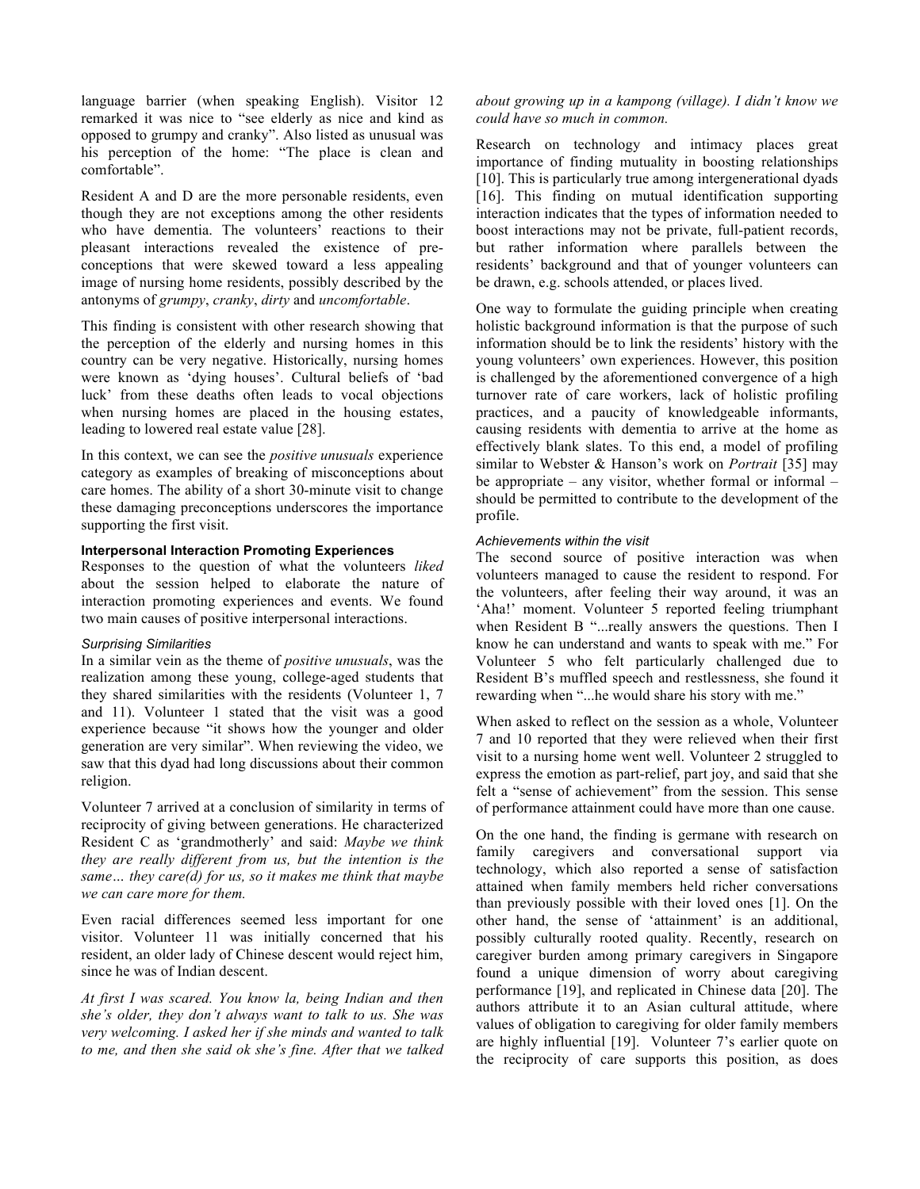language barrier (when speaking English). Visitor 12 remarked it was nice to "see elderly as nice and kind as opposed to grumpy and cranky". Also listed as unusual was his perception of the home: "The place is clean and comfortable".

Resident A and D are the more personable residents, even though they are not exceptions among the other residents who have dementia. The volunteers' reactions to their pleasant interactions revealed the existence of pre-conceptions that were skewed toward a less appealing image of nursing home residents, possibly described by the antonyms of *grumpy*, *cranky*, *dirty* and *uncomfortable*.

This finding is consistent with other research showing that the perception of the elderly and nursing homes in this country can be very negative. Historically, nursing homes were known as 'dying houses'. Cultural beliefs of 'bad luck' from these deaths often leads to vocal objections when nursing homes are placed in the housing estates, leading to lowered real estate value [28].

In this context, we can see the *positive unusuals* experience category as examples of breaking of misconceptions about care homes. The ability of a short 30-minute visit to change these damaging preconceptions underscores the importance supporting the first visit.

### Interpersonal Interaction Promoting Experiences

Responses to the question of what the volunteers *liked* about the session helped to elaborate the nature of interaction promoting experiences and events. We found two main causes of positive interpersonal interactions.

#### *Surprising Similarities*

In a similar vein as the theme of *positive unusuals*, was the realization among these young, college-aged students that they shared similarities with the residents (Volunteer 1, 7 and 11). Volunteer 1 stated that the visit was a good experience because "it shows how the younger and older generation are very similar". When reviewing the video, we saw that this dyad had long discussions about their common religion.

Volunteer 7 arrived at a conclusion of similarity in terms of reciprocity of giving between generations. He characterized Resident C as 'grandmotherly' and said: *Maybe we think they are really different from us, but the intention is the same… they care(d) for us, so it makes me think that maybe we can care more for them.*

Even racial differences seemed less important for one visitor. Volunteer 11 was initially concerned that his resident, an older lady of Chinese descent would reject him, since he was of Indian descent.

*At first I was scared. You know la, being Indian and then she's older, they don't always want to talk to us. She was very welcoming. I asked her if she minds and wanted to talk to me, and then she said ok she's fine. After that we talked about growing up in a kampong (village). I didn't know we could have so much in common.*

Research on technology and intimacy places great importance of finding mutuality in boosting relationships [10]. This is particularly true among intergenerational dyads [16]. This finding on mutual identification supporting interaction indicates that the types of information needed to boost interactions may not be private, full-patient records, but rather information where parallels between the residents' background and that of younger volunteers can be drawn, e.g. schools attended, or places lived.

One way to formulate the guiding principle when creating holistic background information is that the purpose of such information should be to link the residents' history with the young volunteers' own experiences. However, this position is challenged by the aforementioned convergence of a high turnover rate of care workers, lack of holistic profiling practices, and a paucity of knowledgeable informants, causing residents with dementia to arrive at the home as effectively blank slates. To this end, a model of profiling similar to Webster & Hanson's work on *Portrait* [35] may be appropriate – any visitor, whether formal or informal – should be permitted to contribute to the development of the profile.

#### *Achievements within the visit*

The second source of positive interaction was when volunteers managed to cause the resident to respond. For the volunteers, after feeling their way around, it was an 'Aha!' moment. Volunteer 5 reported feeling triumphant when Resident B "...really answers the questions. Then I know he can understand and wants to speak with me." For Volunteer 5 who felt particularly challenged due to Resident B's muffled speech and restlessness, she found it rewarding when "...he would share his story with me."

When asked to reflect on the session as a whole, Volunteer 7 and 10 reported that they were relieved when their first visit to a nursing home went well. Volunteer 2 struggled to express the emotion as part-relief, part joy, and said that she felt a "sense of achievement" from the session. This sense of performance attainment could have more than one cause.

On the one hand, the finding is germane with research on family caregivers and conversational support via technology, which also reported a sense of satisfaction attained when family members held richer conversations than previously possible with their loved ones [1]. On the other hand, the sense of 'attainment' is an additional, possibly culturally rooted quality. Recently, research on caregiver burden among primary caregivers in Singapore found a unique dimension of worry about caregiving performance [19], and replicated in Chinese data [20]. The authors attribute it to an Asian cultural attitude, where values of obligation to caregiving for older family members are highly influential [19]. Volunteer 7's earlier quote on the reciprocity of care supports this position, as does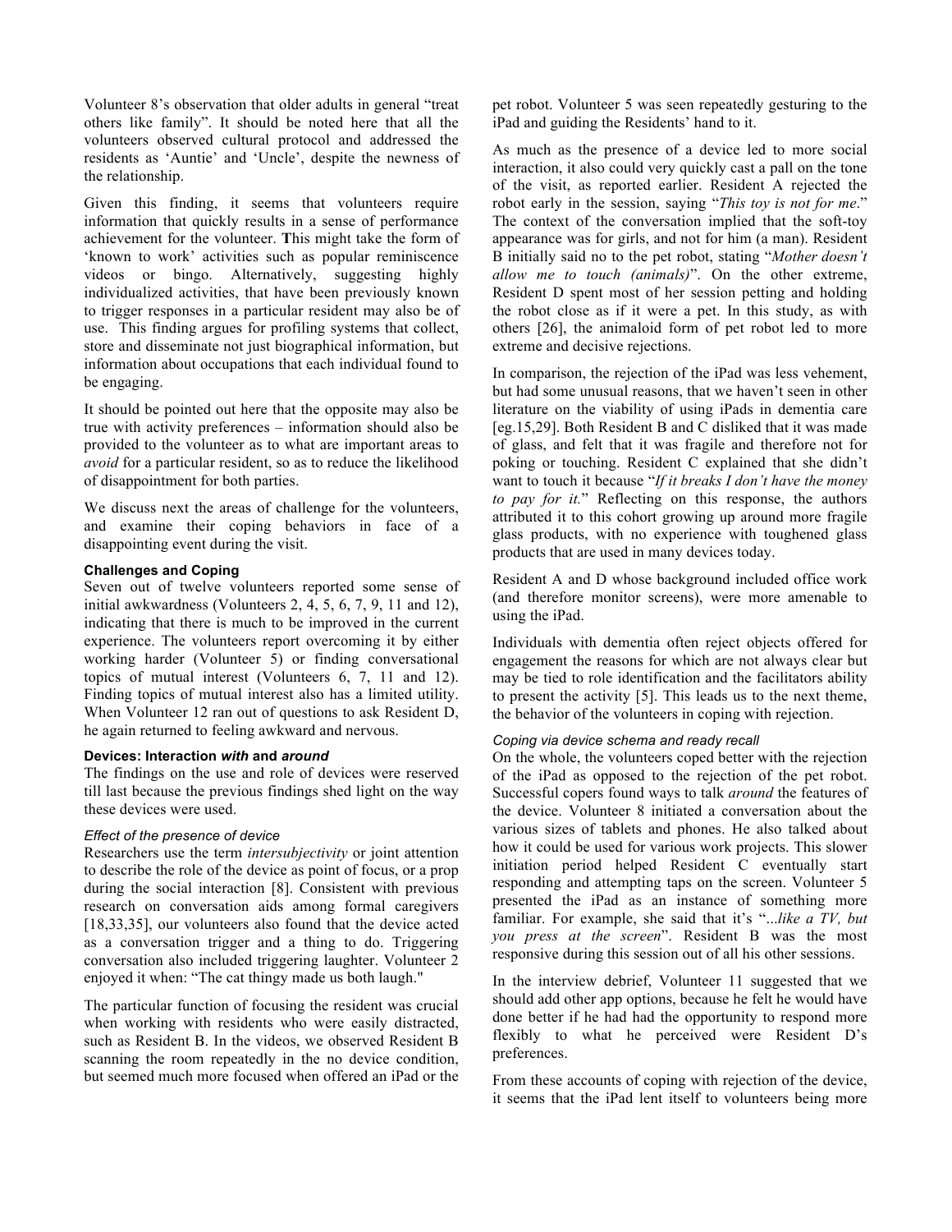Volunteer 8's observation that older adults in general "treat others like family". It should be noted here that all the volunteers observed cultural protocol and addressed the residents as 'Auntie' and 'Uncle', despite the newness of the relationship.

Given this finding, it seems that volunteers require information that quickly results in a sense of performance achievement for the volunteer. **T**his might take the form of 'known to work' activities such as popular reminiscence videos or bingo. Alternatively, suggesting highly individualized activities, that have been previously known to trigger responses in a particular resident may also be of use. This finding argues for profiling systems that collect, store and disseminate not just biographical information, but information about occupations that each individual found to be engaging.

It should be pointed out here that the opposite may also be true with activity preferences – information should also be provided to the volunteer as to what are important areas to *avoid* for a particular resident, so as to reduce the likelihood of disappointment for both parties.

We discuss next the areas of challenge for the volunteers, and examine their coping behaviors in face of a disappointing event during the visit.

### Challenges and Coping

Seven out of twelve volunteers reported some sense of initial awkwardness (Volunteers 2, 4, 5, 6, 7, 9, 11 and 12), indicating that there is much to be improved in the current experience. The volunteers report overcoming it by either working harder (Volunteer 5) or finding conversational topics of mutual interest (Volunteers 6, 7, 11 and 12). Finding topics of mutual interest also has a limited utility. When Volunteer 12 ran out of questions to ask Resident D, he again returned to feeling awkward and nervous.

### Devices: Interaction *with* and *around*

The findings on the use and role of devices were reserved till last because the previous findings shed light on the way these devices were used.

#### *Effect of the presence of device*

Researchers use the term *intersubjectivity* or joint attention to describe the role of the device as point of focus, or a prop during the social interaction [8]. Consistent with previous research on conversation aids among formal caregivers [18,33,35], our volunteers also found that the device acted as a conversation trigger and a thing to do. Triggering conversation also included triggering laughter. Volunteer 2 enjoyed it when: "The cat thingy made us both laugh."

The particular function of focusing the resident was crucial when working with residents who were easily distracted, such as Resident B. In the videos, we observed Resident B scanning the room repeatedly in the no device condition, but seemed much more focused when offered an iPad or the pet robot. Volunteer 5 was seen repeatedly gesturing to the iPad and guiding the Residents' hand to it.

As much as the presence of a device led to more social interaction, it also could very quickly cast a pall on the tone of the visit, as reported earlier. Resident A rejected the robot early in the session, saying "*This toy is not for me*." The context of the conversation implied that the soft-toy appearance was for girls, and not for him (a man). Resident B initially said no to the pet robot, stating "*Mother doesn't allow me to touch (animals)*". On the other extreme, Resident D spent most of her session petting and holding the robot close as if it were a pet. In this study, as with others [26], the animaloid form of pet robot led to more extreme and decisive rejections.

In comparison, the rejection of the iPad was less vehement, but had some unusual reasons, that we haven't seen in other literature on the viability of using iPads in dementia care [eg.15,29]. Both Resident B and C disliked that it was made of glass, and felt that it was fragile and therefore not for poking or touching. Resident C explained that she didn't want to touch it because "*If it breaks I don't have the money to pay for it.*" Reflecting on this response, the authors attributed it to this cohort growing up around more fragile glass products, with no experience with toughened glass products that are used in many devices today.

Resident A and D whose background included office work (and therefore monitor screens), were more amenable to using the iPad.

Individuals with dementia often reject objects offered for engagement the reasons for which are not always clear but may be tied to role identification and the facilitators ability to present the activity [5]. This leads us to the next theme, the behavior of the volunteers in coping with rejection.

#### *Coping via device schema and ready recall*

On the whole, the volunteers coped better with the rejection of the iPad as opposed to the rejection of the pet robot. Successful copers found ways to talk *around* the features of the device. Volunteer 8 initiated a conversation about the various sizes of tablets and phones. He also talked about how it could be used for various work projects. This slower initiation period helped Resident C eventually start responding and attempting taps on the screen. Volunteer 5 presented the iPad as an instance of something more familiar. For example, she said that it's "*...like a TV, but you press at the screen*". Resident B was the most responsive during this session out of all his other sessions.

In the interview debrief, Volunteer 11 suggested that we should add other app options, because he felt he would have done better if he had had the opportunity to respond more flexibly to what he perceived were Resident D's preferences.

From these accounts of coping with rejection of the device, it seems that the iPad lent itself to volunteers being more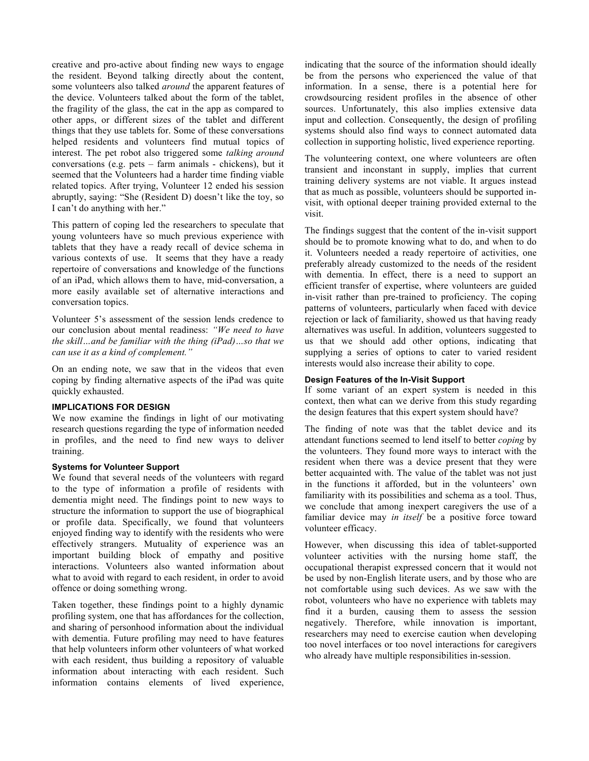creative and pro-active about finding new ways to engage the resident. Beyond talking directly about the content, some volunteers also talked *around* the apparent features of the device. Volunteers talked about the form of the tablet, the fragility of the glass, the cat in the app as compared to other apps, or different sizes of the tablet and different things that they use tablets for. Some of these conversations helped residents and volunteers find mutual topics of interest. The pet robot also triggered some *talking around* conversations (e.g. pets – farm animals - chickens), but it seemed that the Volunteers had a harder time finding viable related topics. After trying, Volunteer 12 ended his session abruptly, saying: "She (Resident D) doesn't like the toy, so I can't do anything with her."

This pattern of coping led the researchers to speculate that young volunteers have so much previous experience with tablets that they have a ready recall of device schema in various contexts of use. It seems that they have a ready repertoire of conversations and knowledge of the functions of an iPad, which allows them to have, mid-conversation, a more easily available set of alternative interactions and conversation topics.

Volunteer 5's assessment of the session lends credence to our conclusion about mental readiness: *"We need to have the skill…and be familiar with the thing (iPad)…so that we can use it as a kind of complement."*

On an ending note, we saw that in the videos that even coping by finding alternative aspects of the iPad was quite quickly exhausted.

## IMPLICATIONS FOR DESIGN

We now examine the findings in light of our motivating research questions regarding the type of information needed in profiles, and the need to find new ways to deliver training.

### Systems for Volunteer Support

We found that several needs of the volunteers with regard to the type of information a profile of residents with dementia might need. The findings point to new ways to structure the information to support the use of biographical or profile data. Specifically, we found that volunteers enjoyed finding way to identify with the residents who were effectively strangers. Mutuality of experience was an important building block of empathy and positive interactions. Volunteers also wanted information about what to avoid with regard to each resident, in order to avoid offence or doing something wrong.

Taken together, these findings point to a highly dynamic profiling system, one that has affordances for the collection, and sharing of personhood information about the individual with dementia. Future profiling may need to have features that help volunteers inform other volunteers of what worked with each resident, thus building a repository of valuable information about interacting with each resident. Such information contains elements of lived experience, indicating that the source of the information should ideally be from the persons who experienced the value of that information. In a sense, there is a potential here for crowdsourcing resident profiles in the absence of other sources. Unfortunately, this also implies extensive data input and collection. Consequently, the design of profiling systems should also find ways to connect automated data collection in supporting holistic, lived experience reporting.

The volunteering context, one where volunteers are often transient and inconstant in supply, implies that current training delivery systems are not viable. It argues instead that as much as possible, volunteers should be supported in-visit, with optional deeper training provided external to the visit.

The findings suggest that the content of the in-visit support should be to promote knowing what to do, and when to do it. Volunteers needed a ready repertoire of activities, one preferably already customized to the needs of the resident with dementia. In effect, there is a need to support an efficient transfer of expertise, where volunteers are guided in-visit rather than pre-trained to proficiency. The coping patterns of volunteers, particularly when faced with device rejection or lack of familiarity, showed us that having ready alternatives was useful. In addition, volunteers suggested to us that we should add other options, indicating that supplying a series of options to cater to varied resident interests would also increase their ability to cope.

### Design Features of the In-Visit Support

If some variant of an expert system is needed in this context, then what can we derive from this study regarding the design features that this expert system should have?

The finding of note was that the tablet device and its attendant functions seemed to lend itself to better *coping* by the volunteers. They found more ways to interact with the resident when there was a device present that they were better acquainted with. The value of the tablet was not just in the functions it afforded, but in the volunteers' own familiarity with its possibilities and schema as a tool. Thus, we conclude that among inexpert caregivers the use of a familiar device may *in itself* be a positive force toward volunteer efficacy.

However, when discussing this idea of tablet-supported volunteer activities with the nursing home staff, the occupational therapist expressed concern that it would not be used by non-English literate users, and by those who are not comfortable using such devices. As we saw with the robot, volunteers who have no experience with tablets may find it a burden, causing them to assess the session negatively. Therefore, while innovation is important, researchers may need to exercise caution when developing too novel interfaces or too novel interactions for caregivers who already have multiple responsibilities in-session.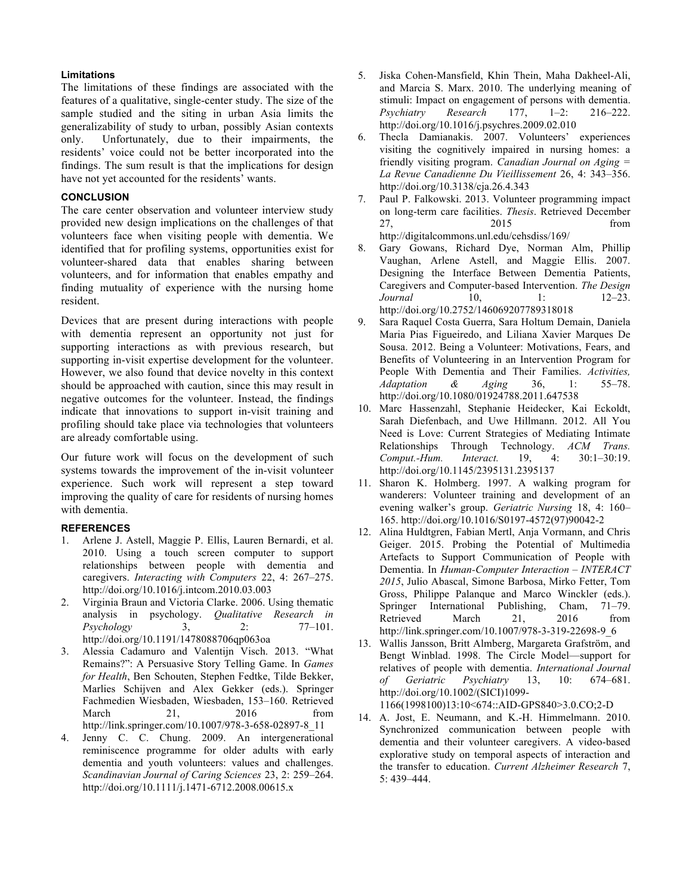### Limitations

The limitations of these findings are associated with the features of a qualitative, single-center study. The size of the sample studied and the siting in urban Asia limits the generalizability of study to urban, possibly Asian contexts only. Unfortunately, due to their impairments, the residents' voice could not be better incorporated into the findings. The sum result is that the implications for design have not yet accounted for the residents' wants.

## CONCLUSION

The care center observation and volunteer interview study provided new design implications on the challenges of that volunteers face when visiting people with dementia. We identified that for profiling systems, opportunities exist for volunteer-shared data that enables sharing between volunteers, and for information that enables empathy and finding mutuality of experience with the nursing home resident.

Devices that are present during interactions with people with dementia represent an opportunity not just for supporting interactions as with previous research, but supporting in-visit expertise development for the volunteer. However, we also found that device novelty in this context should be approached with caution, since this may result in negative outcomes for the volunteer. Instead, the findings indicate that innovations to support in-visit training and profiling should take place via technologies that volunteers are already comfortable using.

Our future work will focus on the development of such systems towards the improvement of the in-visit volunteer experience. Such work will represent a step toward improving the quality of care for residents of nursing homes with dementia.

## REFERENCES

1. Arlene J. Astell, Maggie P. Ellis, Lauren Bernardi, et al. 2010. Using a touch screen computer to support relationships between people with dementia and caregivers. *Interacting with Computers* 22, 4: 267–275. http://doi.org/10.1016/j.intcom.2010.03.003
2. Virginia Braun and Victoria Clarke. 2006. Using thematic analysis in psychology. *Qualitative Research in Psychology* 3, 2: 77–101. http://doi.org/10.1191/1478088706qp063oa
3. Alessia Cadamuro and Valentijn Visch. 2013. "What Remains?": A Persuasive Story Telling Game. In *Games for Health*, Ben Schouten, Stephen Fedtke, Tilde Bekker, Marlies Schijven and Alex Gekker (eds.). Springer Fachmedien Wiesbaden, Wiesbaden, 153–160. Retrieved March 21, 2016 from http://link.springer.com/10.1007/978-3-658-02897-8_11
4. Jenny C. C. Chung. 2009. An intergenerational reminiscence programme for older adults with early dementia and youth volunteers: values and challenges. *Scandinavian Journal of Caring Sciences* 23, 2: 259–264. http://doi.org/10.1111/j.1471-6712.2008.00615.x
5. Jiska Cohen-Mansfield, Khin Thein, Maha Dakheel-Ali, and Marcia S. Marx. 2010. The underlying meaning of stimuli: Impact on engagement of persons with dementia. *Psychiatry Research* 177, 1–2: 216–222. http://doi.org/10.1016/j.psychres.2009.02.010
6. Thecla Damianakis. 2007. Volunteers' experiences visiting the cognitively impaired in nursing homes: a friendly visiting program. *Canadian Journal on Aging = La Revue Canadienne Du Vieillissement* 26, 4: 343–356. http://doi.org/10.3138/cja.26.4.343
7. Paul P. Falkowski. 2013. Volunteer programming impact on long-term care facilities. *Thesis*. Retrieved December 27, 2015 from http://digitalcommons.unl.edu/cehsdiss/169/
8. Gary Gowans, Richard Dye, Norman Alm, Phillip Vaughan, Arlene Astell, and Maggie Ellis. 2007. Designing the Interface Between Dementia Patients, Caregivers and Computer-based Intervention. *The Design Journal* 10, 1: 12–23. http://doi.org/10.2752/146069207789318018
9. Sara Raquel Costa Guerra, Sara Holtum Demain, Daniela Maria Pias Figueiredo, and Liliana Xavier Marques De Sousa. 2012. Being a Volunteer: Motivations, Fears, and Benefits of Volunteering in an Intervention Program for People With Dementia and Their Families. *Activities, Adaptation & Aging* 36, 1: 55–78. http://doi.org/10.1080/01924788.2011.647538
10. Marc Hassenzahl, Stephanie Heidecker, Kai Eckoldt, Sarah Diefenbach, and Uwe Hillmann. 2012. All You Need is Love: Current Strategies of Mediating Intimate Relationships Through Technology. *ACM Trans. Comput.-Hum. Interact.* 19, 4: 30:1–30:19. http://doi.org/10.1145/2395131.2395137
11. Sharon K. Holmberg. 1997. A walking program for wanderers: Volunteer training and development of an evening walker's group. *Geriatric Nursing* 18, 4: 160–165. http://doi.org/10.1016/S0197-4572(97)90042-2
12. Alina Huldtgren, Fabian Mertl, Anja Vormann, and Chris Geiger. 2015. Probing the Potential of Multimedia Artefacts to Support Communication of People with Dementia. In *Human-Computer Interaction – INTERACT 2015*, Julio Abascal, Simone Barbosa, Mirko Fetter, Tom Gross, Philippe Palanque and Marco Winckler (eds.). Springer International Publishing, Cham, 71–79. Retrieved March 21, 2016 from http://link.springer.com/10.1007/978-3-319-22698-9_6
13. Wallis Jansson, Britt Almberg, Margareta Grafström, and Bengt Winblad. 1998. The Circle Model—support for relatives of people with dementia. *International Journal of Geriatric Psychiatry* 13, 10: 674–681. http://doi.org/10.1002/(SICI)1099-1166(1998100)13:10<674::AID-GPS840>3.0.CO;2-D
14. A. Jost, E. Neumann, and K.-H. Himmelmann. 2010. Synchronized communication between people with dementia and their volunteer caregivers. A video-based explorative study on temporal aspects of interaction and the transfer to education. *Current Alzheimer Research* 7, 5: 439–444.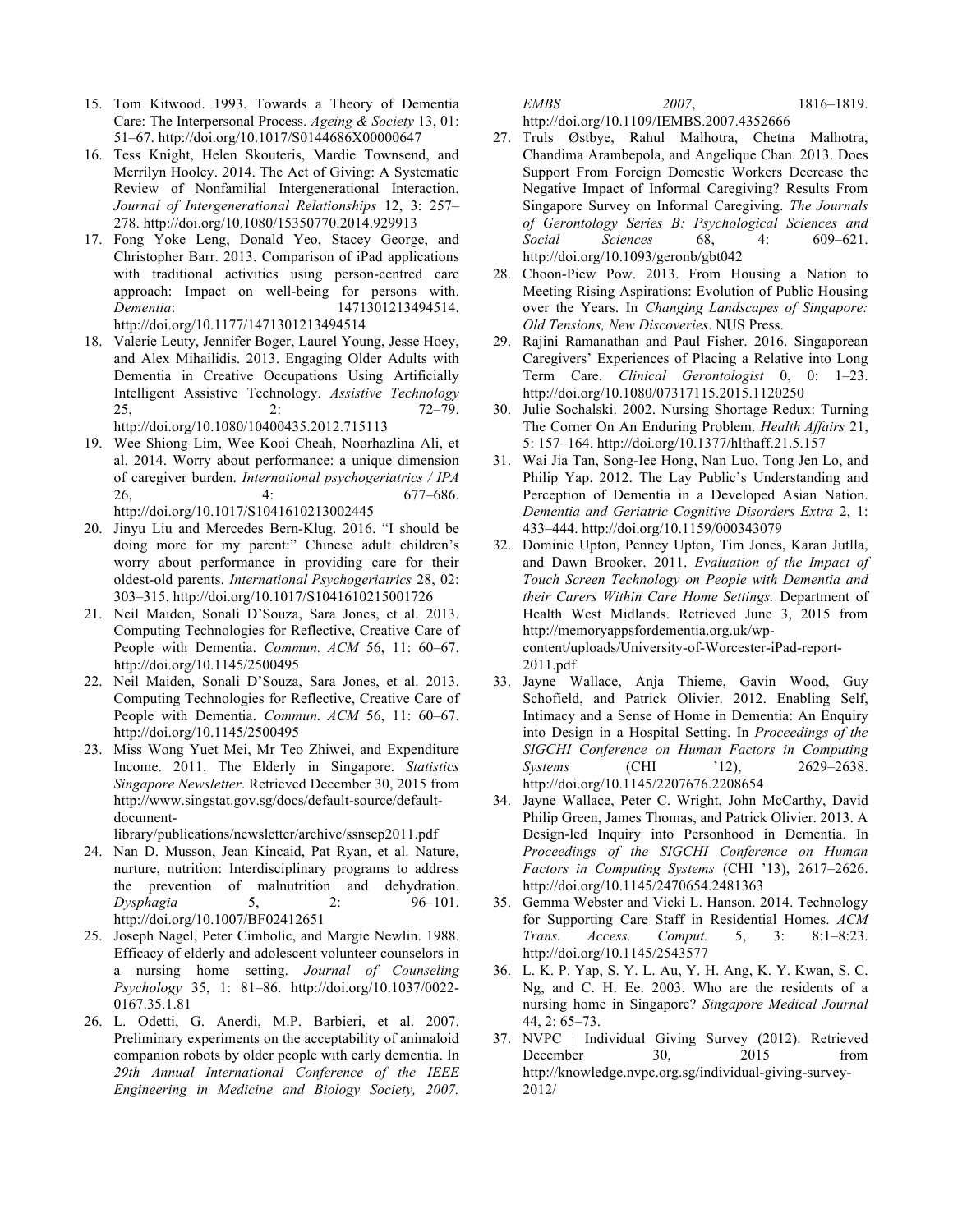15. Tom Kitwood. 1993. Towards a Theory of Dementia Care: The Interpersonal Process. *Ageing & Society* 13, 01: 51–67. http://doi.org/10.1017/S0144686X00000647
16. Tess Knight, Helen Skouteris, Mardie Townsend, and Merrilyn Hooley. 2014. The Act of Giving: A Systematic Review of Nonfamilial Intergenerational Interaction. *Journal of Intergenerational Relationships* 12, 3: 257–278. http://doi.org/10.1080/15350770.2014.929913
17. Fong Yoke Leng, Donald Yeo, Stacey George, and Christopher Barr. 2013. Comparison of iPad applications with traditional activities using person-centred care approach: Impact on well-being for persons with. *Dementia*: 1471301213494514. http://doi.org/10.1177/1471301213494514
18. Valerie Leuty, Jennifer Boger, Laurel Young, Jesse Hoey, and Alex Mihailidis. 2013. Engaging Older Adults with Dementia in Creative Occupations Using Artificially Intelligent Assistive Technology. *Assistive Technology* 25, 2: 72–79. http://doi.org/10.1080/10400435.2012.715113
19. Wee Shiong Lim, Wee Kooi Cheah, Noorhazlina Ali, et al. 2014. Worry about performance: a unique dimension of caregiver burden. *International psychogeriatrics / IPA* 26, 4: 677–686. http://doi.org/10.1017/S1041610213002445
20. Jinyu Liu and Mercedes Bern-Klug. 2016. "I should be doing more for my parent:" Chinese adult children's worry about performance in providing care for their oldest-old parents. *International Psychogeriatrics* 28, 02: 303–315. http://doi.org/10.1017/S1041610215001726
21. Neil Maiden, Sonali D'Souza, Sara Jones, et al. 2013. Computing Technologies for Reflective, Creative Care of People with Dementia. *Commun. ACM* 56, 11: 60–67. http://doi.org/10.1145/2500495
22. Neil Maiden, Sonali D'Souza, Sara Jones, et al. 2013. Computing Technologies for Reflective, Creative Care of People with Dementia. *Commun. ACM* 56, 11: 60–67. http://doi.org/10.1145/2500495
23. Miss Wong Yuet Mei, Mr Teo Zhiwei, and Expenditure Income. 2011. The Elderly in Singapore. *Statistics Singapore Newsletter*. Retrieved December 30, 2015 from http://www.singstat.gov.sg/docs/default-source/default-document-library/publications/newsletter/archive/ssnsep2011.pdf
24. Nan D. Musson, Jean Kincaid, Pat Ryan, et al. Nature, nurture, nutrition: Interdisciplinary programs to address the prevention of malnutrition and dehydration. *Dysphagia* 5, 2: 96–101. http://doi.org/10.1007/BF02412651
25. Joseph Nagel, Peter Cimbolic, and Margie Newlin. 1988. Efficacy of elderly and adolescent volunteer counselors in a nursing home setting. *Journal of Counseling Psychology* 35, 1: 81–86. http://doi.org/10.1037/0022-0167.35.1.81
26. L. Odetti, G. Anerdi, M.P. Barbieri, et al. 2007. Preliminary experiments on the acceptability of animaloid companion robots by older people with early dementia. In *29th Annual International Conference of the IEEE Engineering in Medicine and Biology Society, 2007. EMBS 2007*, 1816–1819. http://doi.org/10.1109/IEMBS.2007.4352666
27. Truls Østbye, Rahul Malhotra, Chetna Malhotra, Chandima Arambepola, and Angelique Chan. 2013. Does Support From Foreign Domestic Workers Decrease the Negative Impact of Informal Caregiving? Results From Singapore Survey on Informal Caregiving. *The Journals of Gerontology Series B: Psychological Sciences and Social Sciences* 68, 4: 609–621. http://doi.org/10.1093/geronb/gbt042
28. Choon-Piew Pow. 2013. From Housing a Nation to Meeting Rising Aspirations: Evolution of Public Housing over the Years. In *Changing Landscapes of Singapore: Old Tensions, New Discoveries*. NUS Press.
29. Rajini Ramanathan and Paul Fisher. 2016. Singaporean Caregivers' Experiences of Placing a Relative into Long Term Care. *Clinical Gerontologist* 0, 0: 1–23. http://doi.org/10.1080/07317115.2015.1120250
30. Julie Sochalski. 2002. Nursing Shortage Redux: Turning The Corner On An Enduring Problem. *Health Affairs* 21, 5: 157–164. http://doi.org/10.1377/hlthaff.21.5.157
31. Wai Jia Tan, Song-Iee Hong, Nan Luo, Tong Jen Lo, and Philip Yap. 2012. The Lay Public's Understanding and Perception of Dementia in a Developed Asian Nation. *Dementia and Geriatric Cognitive Disorders Extra* 2, 1: 433–444. http://doi.org/10.1159/000343079
32. Dominic Upton, Penney Upton, Tim Jones, Karan Jutlla, and Dawn Brooker. 2011. *Evaluation of the Impact of Touch Screen Technology on People with Dementia and their Carers Within Care Home Settings.* Department of Health West Midlands. Retrieved June 3, 2015 from http://memoryappsfordementia.org.uk/wp-content/uploads/University-of-Worcester-iPad-report-2011.pdf
33. Jayne Wallace, Anja Thieme, Gavin Wood, Guy Schofield, and Patrick Olivier. 2012. Enabling Self, Intimacy and a Sense of Home in Dementia: An Enquiry into Design in a Hospital Setting. In *Proceedings of the SIGCHI Conference on Human Factors in Computing Systems* (CHI '12), 2629–2638. http://doi.org/10.1145/2207676.2208654
34. Jayne Wallace, Peter C. Wright, John McCarthy, David Philip Green, James Thomas, and Patrick Olivier. 2013. A Design-led Inquiry into Personhood in Dementia. In *Proceedings of the SIGCHI Conference on Human Factors in Computing Systems* (CHI '13), 2617–2626. http://doi.org/10.1145/2470654.2481363
35. Gemma Webster and Vicki L. Hanson. 2014. Technology for Supporting Care Staff in Residential Homes. *ACM Trans. Access. Comput.* 5, 3: 8:1–8:23. http://doi.org/10.1145/2543577
36. L. K. P. Yap, S. Y. L. Au, Y. H. Ang, K. Y. Kwan, S. C. Ng, and C. H. Ee. 2003. Who are the residents of a nursing home in Singapore? *Singapore Medical Journal* 44, 2: 65–73.
37. NVPC | Individual Giving Survey (2012). Retrieved December 30, 2015 from http://knowledge.nvpc.org.sg/individual-giving-survey-2012/